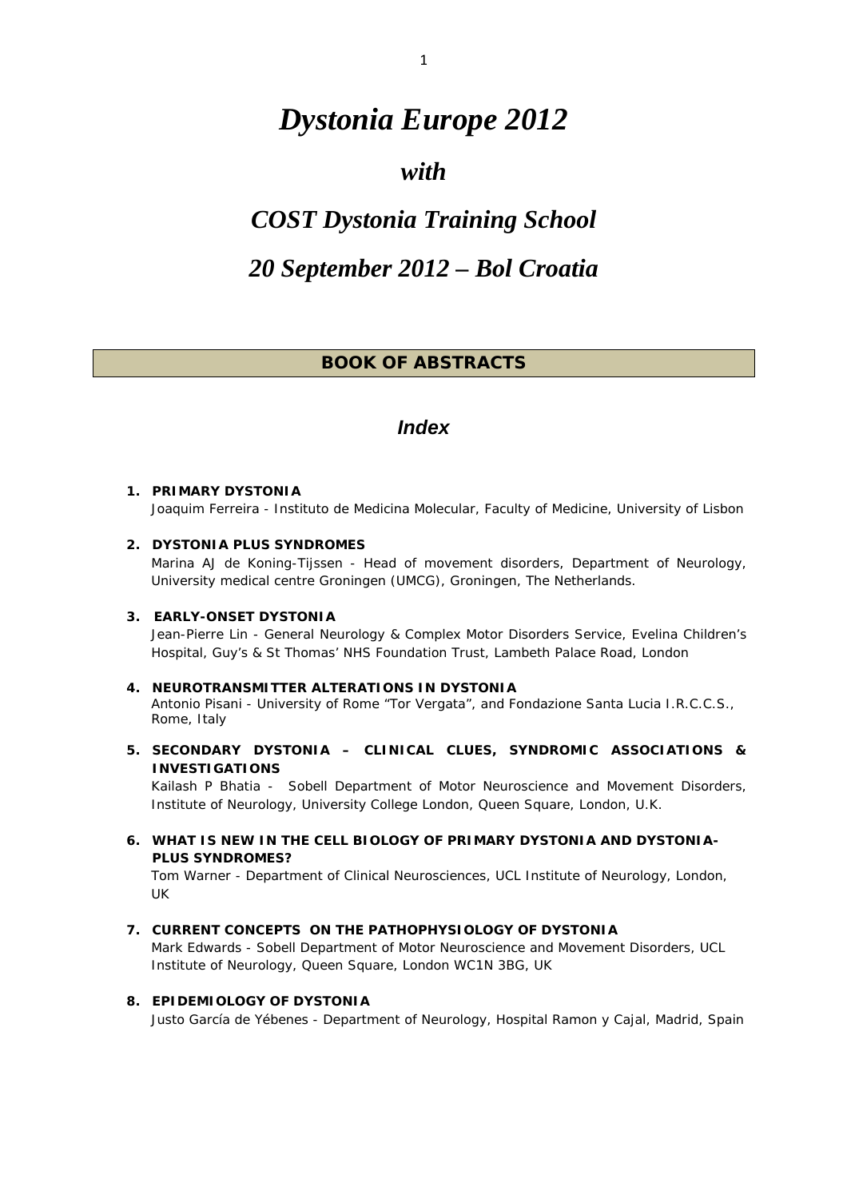# *Dystonia Europe 2012*

## *with*

## *COST Dystonia Training School*

## *20 September 2012 – Bol Croatia*

**BOOK OF ABSTRACTS**

### *Index*

1. **PRIMARY DYSTONIA**
   Joaquim Ferreira - Instituto de Medicina Molecular, Faculty of Medicine, University of Lisbon

2. **DYSTONIA PLUS SYNDROMES**
   Marina AJ de Koning-Tijssen - Head of movement disorders, Department of Neurology, University medical centre Groningen (UMCG), Groningen, The Netherlands.

3. **EARLY-ONSET DYSTONIA**
   Jean-Pierre Lin - General Neurology & Complex Motor Disorders Service, Evelina Children's Hospital, Guy's & St Thomas' NHS Foundation Trust, Lambeth Palace Road, London

4. **NEUROTRANSMITTER ALTERATIONS IN DYSTONIA**
   Antonio Pisani - University of Rome "Tor Vergata", and Fondazione Santa Lucia I.R.C.C.S., Rome, Italy

5. **SECONDARY DYSTONIA – CLINICAL CLUES, SYNDROMIC ASSOCIATIONS & INVESTIGATIONS**
   Kailash P Bhatia - Sobell Department of Motor Neuroscience and Movement Disorders, Institute of Neurology, University College London, Queen Square, London, U.K.

6. **WHAT IS NEW IN THE CELL BIOLOGY OF PRIMARY DYSTONIA AND DYSTONIA-PLUS SYNDROMES?**
   Tom Warner - Department of Clinical Neurosciences, UCL Institute of Neurology, London, UK

7. **CURRENT CONCEPTS ON THE PATHOPHYSIOLOGY OF DYSTONIA**
   Mark Edwards - Sobell Department of Motor Neuroscience and Movement Disorders, UCL Institute of Neurology, Queen Square, London WC1N 3BG, UK

8. **EPIDEMIOLOGY OF DYSTONIA**
   Justo García de Yébenes - Department of Neurology, Hospital Ramon y Cajal, Madrid, Spain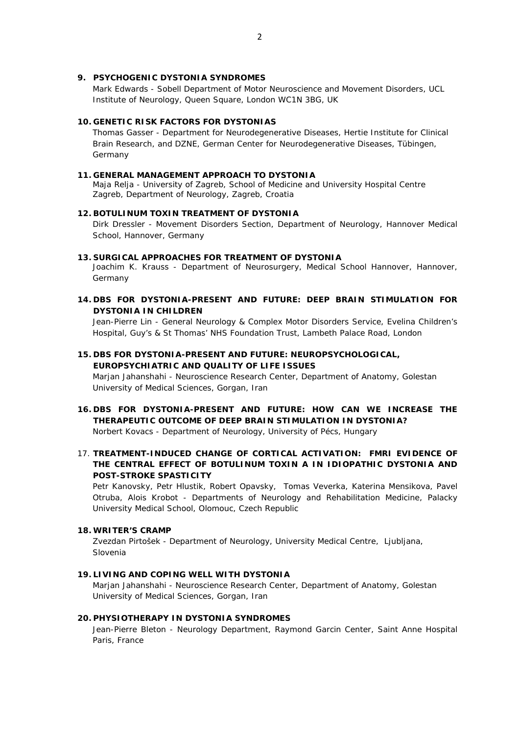9. **PSYCHOGENIC DYSTONIA SYNDROMES**
   Mark Edwards - Sobell Department of Motor Neuroscience and Movement Disorders, UCL Institute of Neurology, Queen Square, London WC1N 3BG, UK

10. **GENETIC RISK FACTORS FOR DYSTONIAS**
    Thomas Gasser - Department for Neurodegenerative Diseases, Hertie Institute for Clinical Brain Research, and DZNE, German Center for Neurodegenerative Diseases, Tübingen, Germany

11. **GENERAL MANAGEMENT APPROACH TO DYSTONIA**
    Maja Relja - University of Zagreb, School of Medicine and University Hospital Centre Zagreb, Department of Neurology, Zagreb, Croatia

12. **BOTULINUM TOXIN TREATMENT OF DYSTONIA**
    Dirk Dressler - Movement Disorders Section, Department of Neurology, Hannover Medical School, Hannover, Germany

13. **SURGICAL APPROACHES FOR TREATMENT OF DYSTONIA**
    Joachim K. Krauss - Department of Neurosurgery, Medical School Hannover, Hannover, Germany

14. **DBS FOR DYSTONIA-PRESENT AND FUTURE: DEEP BRAIN STIMULATION FOR DYSTONIA IN CHILDREN**
    Jean-Pierre Lin - General Neurology & Complex Motor Disorders Service, Evelina Children's Hospital, Guy's & St Thomas' NHS Foundation Trust, Lambeth Palace Road, London

15. **DBS FOR DYSTONIA-PRESENT AND FUTURE: NEUROPSYCHOLOGICAL, EUROPSYCHIATRIC AND QUALITY OF LIFE ISSUES**
    Marjan Jahanshahi - Neuroscience Research Center, Department of Anatomy, Golestan University of Medical Sciences, Gorgan, Iran

16. **DBS FOR DYSTONIA-PRESENT AND FUTURE: HOW CAN WE INCREASE THE THERAPEUTIC OUTCOME OF DEEP BRAIN STIMULATION IN DYSTONIA?**
    Norbert Kovacs - Department of Neurology, University of Pécs, Hungary

17. **TREATMENT-INDUCED CHANGE OF CORTICAL ACTIVATION: FMRI EVIDENCE OF THE CENTRAL EFFECT OF BOTULINUM TOXIN A IN IDIOPATHIC DYSTONIA AND POST-STROKE SPASTICITY**
    Petr Kanovsky, Petr Hlustik, Robert Opavsky, Tomas Veverka, Katerina Mensikova, Pavel Otruba, Alois Krobot - Departments of Neurology and Rehabilitation Medicine, Palacky University Medical School, Olomouc, Czech Republic

18. **WRITER'S CRAMP**
    Zvezdan Pirtošek - Department of Neurology, University Medical Centre, Ljubljana, Slovenia

19. **LIVING AND COPING WELL WITH DYSTONIA**
    Marjan Jahanshahi - Neuroscience Research Center, Department of Anatomy, Golestan University of Medical Sciences, Gorgan, Iran

20. **PHYSIOTHERAPY IN DYSTONIA SYNDROMES**
    Jean-Pierre Bleton - Neurology Department, Raymond Garcin Center, Saint Anne Hospital Paris, France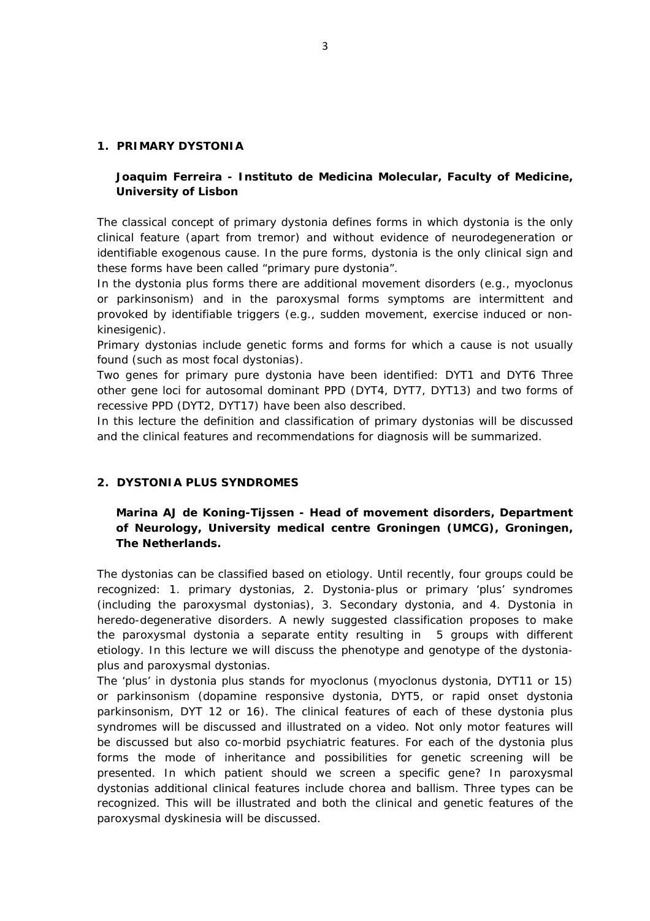## 1. PRIMARY DYSTONIA

**Joaquim Ferreira - Instituto de Medicina Molecular, Faculty of Medicine, University of Lisbon**

The classical concept of primary dystonia defines forms in which dystonia is the only clinical feature (apart from tremor) and without evidence of neurodegeneration or identifiable exogenous cause. In the pure forms, dystonia is the only clinical sign and these forms have been called "primary pure dystonia".

In the dystonia plus forms there are additional movement disorders (e.g., myoclonus or parkinsonism) and in the paroxysmal forms symptoms are intermittent and provoked by identifiable triggers (e.g., sudden movement, exercise induced or non-kinesigenic).

Primary dystonias include genetic forms and forms for which a cause is not usually found (such as most focal dystonias).

Two genes for primary pure dystonia have been identified: DYT1 and DYT6 Three other gene loci for autosomal dominant PPD (DYT4, DYT7, DYT13) and two forms of recessive PPD (DYT2, DYT17) have been also described.

In this lecture the definition and classification of primary dystonias will be discussed and the clinical features and recommendations for diagnosis will be summarized.

## 2. DYSTONIA PLUS SYNDROMES

**Marina AJ de Koning-Tijssen - Head of movement disorders, Department of Neurology, University medical centre Groningen (UMCG), Groningen, The Netherlands.**

The dystonias can be classified based on etiology. Until recently, four groups could be recognized: 1. primary dystonias, 2. Dystonia-plus or primary 'plus' syndromes (including the paroxysmal dystonias), 3. Secondary dystonia, and 4. Dystonia in heredo-degenerative disorders. A newly suggested classification proposes to make the paroxysmal dystonia a separate entity resulting in 5 groups with different etiology. In this lecture we will discuss the phenotype and genotype of the dystonia-plus and paroxysmal dystonias.

The 'plus' in dystonia plus stands for myoclonus (myoclonus dystonia, DYT11 or 15) or parkinsonism (dopamine responsive dystonia, DYT5, or rapid onset dystonia parkinsonism, DYT 12 or 16). The clinical features of each of these dystonia plus syndromes will be discussed and illustrated on a video. Not only motor features will be discussed but also co-morbid psychiatric features. For each of the dystonia plus forms the mode of inheritance and possibilities for genetic screening will be presented. In which patient should we screen a specific gene? In paroxysmal dystonias additional clinical features include chorea and ballism. Three types can be recognized. This will be illustrated and both the clinical and genetic features of the paroxysmal dyskinesia will be discussed.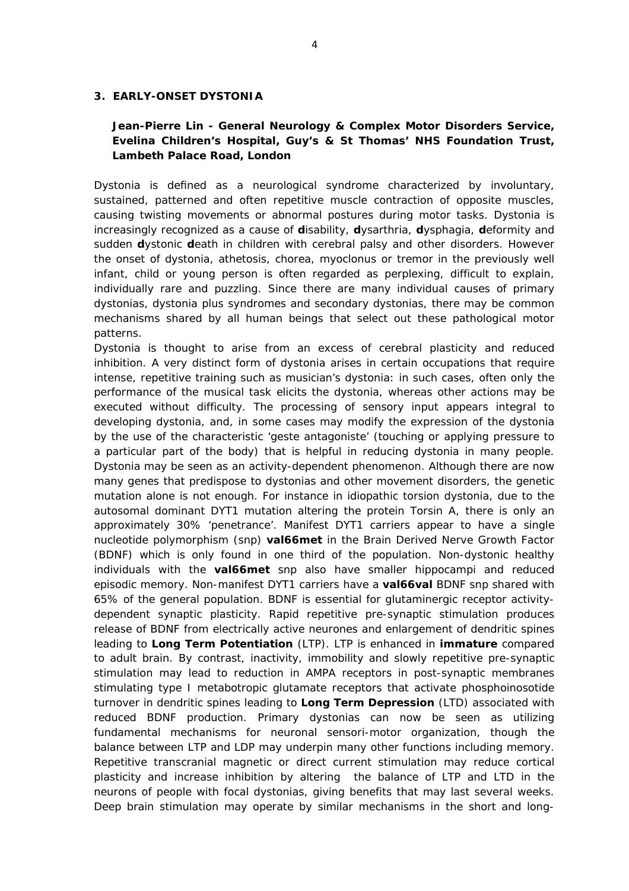### 3. EARLY-ONSET DYSTONIA

**Jean-Pierre Lin - General Neurology & Complex Motor Disorders Service, Evelina Children's Hospital, Guy's & St Thomas' NHS Foundation Trust, Lambeth Palace Road, London**

Dystonia is defined as a neurological syndrome characterized by involuntary, sustained, patterned and often repetitive muscle contraction of opposite muscles, causing twisting movements or abnormal postures during motor tasks. Dystonia is increasingly recognized as a cause of **d**isability, **d**ysarthria, **d**ysphagia, **d**eformity and sudden **d**ystonic **d**eath in children with cerebral palsy and other disorders. However the onset of dystonia, athetosis, chorea, myoclonus or tremor in the previously well infant, child or young person is often regarded as perplexing, difficult to explain, individually rare and puzzling. Since there are many individual causes of primary dystonias, dystonia plus syndromes and secondary dystonias, there may be common mechanisms shared by all human beings that select out these pathological motor patterns.

Dystonia is thought to arise from an excess of cerebral plasticity and reduced inhibition. A very distinct form of dystonia arises in certain occupations that require intense, repetitive training such as musician's dystonia: in such cases, often only the performance of the musical task elicits the dystonia, whereas other actions may be executed without difficulty. The processing of sensory input appears integral to developing dystonia, and, in some cases may modify the expression of the dystonia by the use of the characteristic 'geste antagoniste' (touching or applying pressure to a particular part of the body) that is helpful in reducing dystonia in many people. Dystonia may be seen as an activity-dependent phenomenon. Although there are now many genes that predispose to dystonias and other movement disorders, the genetic mutation alone is not enough. For instance in idiopathic torsion dystonia, due to the autosomal dominant DYT1 mutation altering the protein Torsin A, there is only an approximately 30% 'penetrance'. Manifest DYT1 carriers appear to have a single nucleotide polymorphism (snp) **val66met** in the Brain Derived Nerve Growth Factor (BDNF) which is only found in one third of the population. Non-dystonic healthy individuals with the **val66met** snp also have smaller hippocampi and reduced episodic memory. Non-manifest DYT1 carriers have a **val66val** BDNF snp shared with 65% of the general population. BDNF is essential for glutaminergic receptor activity-dependent synaptic plasticity. Rapid repetitive pre-synaptic stimulation produces release of BDNF from electrically active neurones and enlargement of dendritic spines leading to **Long Term Potentiation** (LTP). LTP is enhanced in **immature** compared to adult brain. By contrast, inactivity, immobility and slowly repetitive pre-synaptic stimulation may lead to reduction in AMPA receptors in post-synaptic membranes stimulating type I metabotropic glutamate receptors that activate phosphoinosotide turnover in dendritic spines leading to **Long Term Depression** (LTD) associated with reduced BDNF production. Primary dystonias can now be seen as utilizing fundamental mechanisms for neuronal sensori-motor organization, though the balance between LTP and LDP may underpin many other functions including memory. Repetitive transcranial magnetic or direct current stimulation may reduce cortical plasticity and increase inhibition by altering the balance of LTP and LTD in the neurons of people with focal dystonias, giving benefits that may last several weeks. Deep brain stimulation may operate by similar mechanisms in the short and long-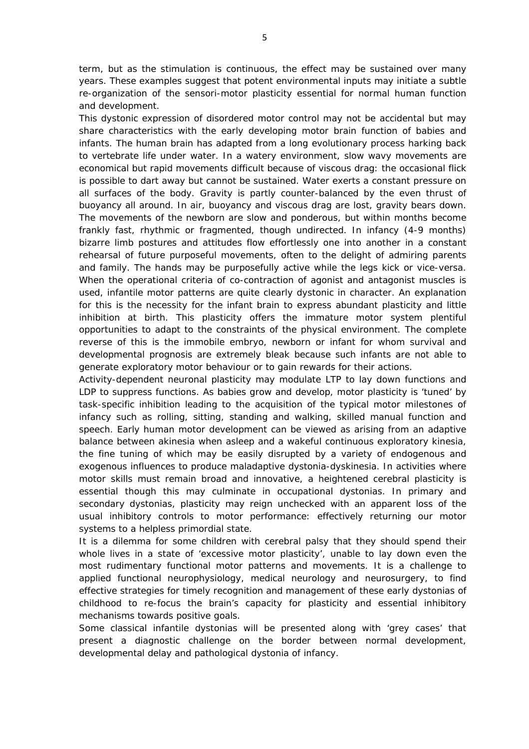term, but as the stimulation is continuous, the effect may be sustained over many years. These examples suggest that potent environmental inputs may initiate a subtle re-organization of the sensori-motor plasticity essential for normal human function and development.

This dystonic expression of disordered motor control may not be accidental but may share characteristics with the early developing motor brain function of babies and infants. The human brain has adapted from a long evolutionary process harking back to vertebrate life under water. In a watery environment, slow wavy movements are economical but rapid movements difficult because of viscous drag: the occasional flick is possible to dart away but cannot be sustained. Water exerts a constant pressure on all surfaces of the body. Gravity is partly counter-balanced by the even thrust of buoyancy all around. In air, buoyancy and viscous drag are lost, gravity bears down. The movements of the newborn are slow and ponderous, but within months become frankly fast, rhythmic or fragmented, though undirected. In infancy (4-9 months) bizarre limb postures and attitudes flow effortlessly one into another in a constant rehearsal of future purposeful movements, often to the delight of admiring parents and family. The hands may be purposefully active while the legs kick or vice-versa. When the operational criteria of co-contraction of agonist and antagonist muscles is used, infantile motor patterns are quite clearly dystonic in character. An explanation for this is the necessity for the infant brain to express abundant plasticity and little inhibition at birth. This plasticity offers the immature motor system plentiful opportunities to adapt to the constraints of the physical environment. The complete reverse of this is the immobile embryo, newborn or infant for whom survival and developmental prognosis are extremely bleak because such infants are not able to generate exploratory motor behaviour or to gain rewards for their actions.

Activity-dependent neuronal plasticity may modulate LTP to lay down functions and LDP to suppress functions. As babies grow and develop, motor plasticity is 'tuned' by task-specific inhibition leading to the acquisition of the typical motor milestones of infancy such as rolling, sitting, standing and walking, skilled manual function and speech. Early human motor development can be viewed as arising from an adaptive balance between akinesia when asleep and a wakeful continuous exploratory kinesia, the fine tuning of which may be easily disrupted by a variety of endogenous and exogenous influences to produce maladaptive dystonia-dyskinesia. In activities where motor skills must remain broad and innovative, a heightened cerebral plasticity is essential though this may culminate in occupational dystonias. In primary and secondary dystonias, plasticity may reign unchecked with an apparent loss of the usual inhibitory controls to motor performance: effectively returning our motor systems to a helpless primordial state.

It is a dilemma for some children with cerebral palsy that they should spend their whole lives in a state of 'excessive motor plasticity', unable to lay down even the most rudimentary functional motor patterns and movements. It is a challenge to applied functional neurophysiology, medical neurology and neurosurgery, to find effective strategies for timely recognition and management of these early dystonias of childhood to re-focus the brain's capacity for plasticity and essential inhibitory mechanisms towards positive goals.

Some classical infantile dystonias will be presented along with 'grey cases' that present a diagnostic challenge on the border between normal development, developmental delay and pathological dystonia of infancy.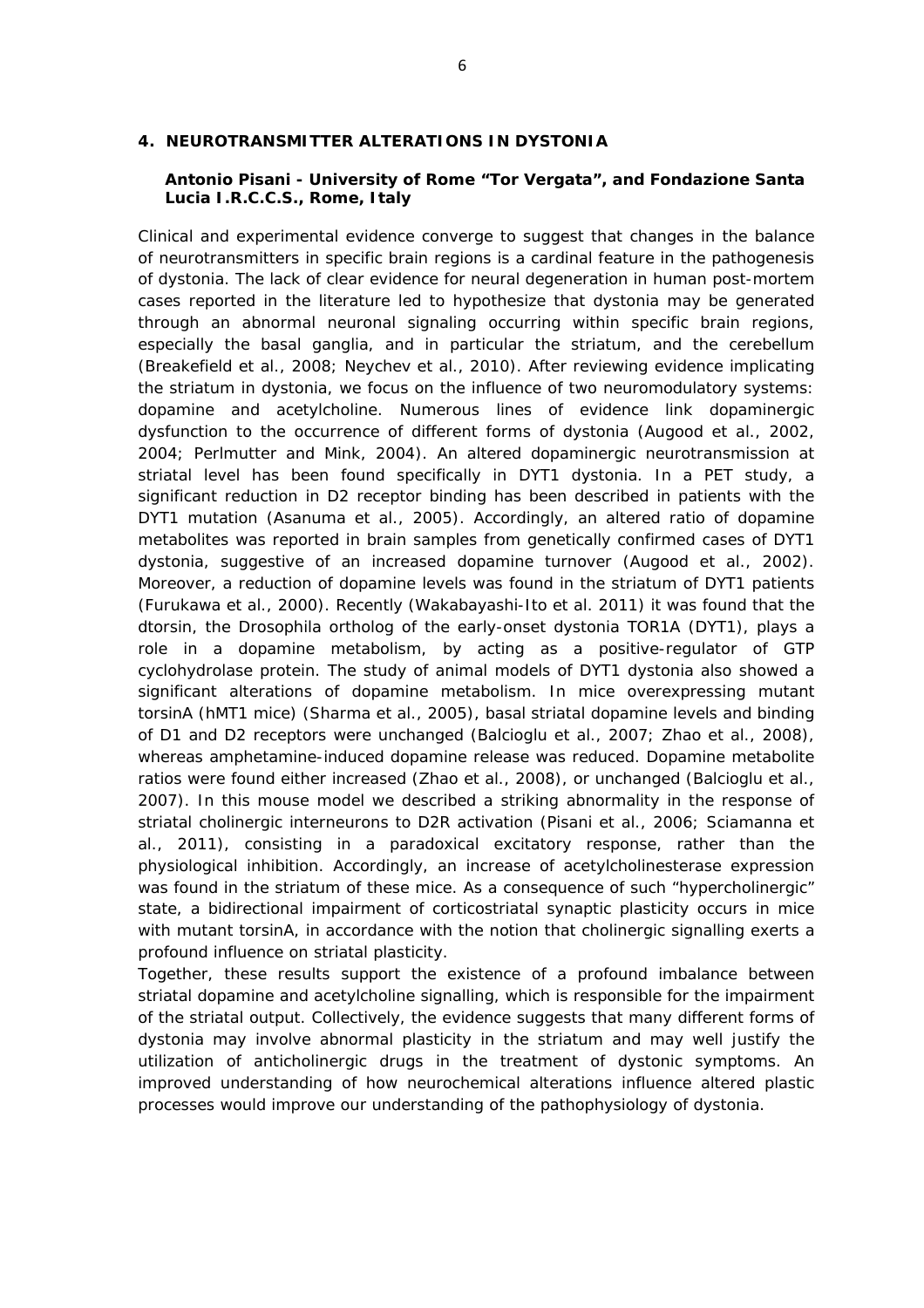## 4. NEUROTRANSMITTER ALTERATIONS IN DYSTONIA

**Antonio Pisani - University of Rome "Tor Vergata", and Fondazione Santa Lucia I.R.C.C.S., Rome, Italy**

Clinical and experimental evidence converge to suggest that changes in the balance of neurotransmitters in specific brain regions is a cardinal feature in the pathogenesis of dystonia. The lack of clear evidence for neural degeneration in human post-mortem cases reported in the literature led to hypothesize that dystonia may be generated through an abnormal neuronal signaling occurring within specific brain regions, especially the basal ganglia, and in particular the striatum, and the cerebellum (Breakefield et al., 2008; Neychev et al., 2010). After reviewing evidence implicating the striatum in dystonia, we focus on the influence of two neuromodulatory systems: dopamine and acetylcholine. Numerous lines of evidence link dopaminergic dysfunction to the occurrence of different forms of dystonia (Augood et al., 2002, 2004; Perlmutter and Mink, 2004). An altered dopaminergic neurotransmission at striatal level has been found specifically in DYT1 dystonia. In a PET study, a significant reduction in D2 receptor binding has been described in patients with the DYT1 mutation (Asanuma et al., 2005). Accordingly, an altered ratio of dopamine metabolites was reported in brain samples from genetically confirmed cases of DYT1 dystonia, suggestive of an increased dopamine turnover (Augood et al., 2002). Moreover, a reduction of dopamine levels was found in the striatum of DYT1 patients (Furukawa et al., 2000). Recently (Wakabayashi-Ito et al. 2011) it was found that the dtorsin, the Drosophila ortholog of the early-onset dystonia TOR1A (DYT1), plays a role in a dopamine metabolism, by acting as a positive-regulator of GTP cyclohydrolase protein. The study of animal models of DYT1 dystonia also showed a significant alterations of dopamine metabolism. In mice overexpressing mutant torsinA (hMT1 mice) (Sharma et al., 2005), basal striatal dopamine levels and binding of D1 and D2 receptors were unchanged (Balcioglu et al., 2007; Zhao et al., 2008), whereas amphetamine-induced dopamine release was reduced. Dopamine metabolite ratios were found either increased (Zhao et al., 2008), or unchanged (Balcioglu et al., 2007). In this mouse model we described a striking abnormality in the response of striatal cholinergic interneurons to D2R activation (Pisani et al., 2006; Sciamanna et al., 2011), consisting in a paradoxical excitatory response, rather than the physiological inhibition. Accordingly, an increase of acetylcholinesterase expression was found in the striatum of these mice. As a consequence of such "hypercholinergic" state, a bidirectional impairment of corticostriatal synaptic plasticity occurs in mice with mutant torsinA, in accordance with the notion that cholinergic signalling exerts a profound influence on striatal plasticity.

Together, these results support the existence of a profound imbalance between striatal dopamine and acetylcholine signalling, which is responsible for the impairment of the striatal output. Collectively, the evidence suggests that many different forms of dystonia may involve abnormal plasticity in the striatum and may well justify the utilization of anticholinergic drugs in the treatment of dystonic symptoms. An improved understanding of how neurochemical alterations influence altered plastic processes would improve our understanding of the pathophysiology of dystonia.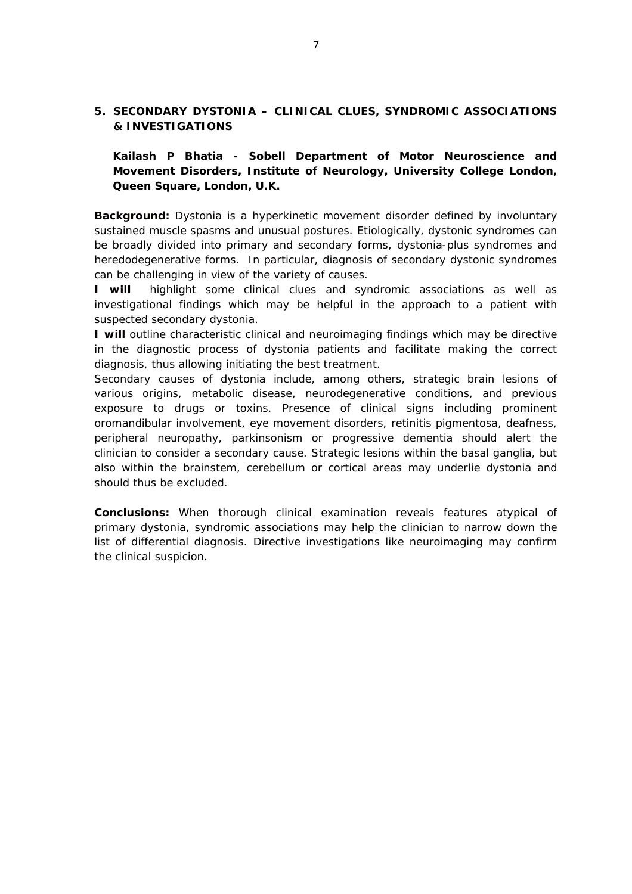## 5. SECONDARY DYSTONIA – CLINICAL CLUES, SYNDROMIC ASSOCIATIONS & INVESTIGATIONS

**Kailash P Bhatia - Sobell Department of Motor Neuroscience and Movement Disorders, Institute of Neurology, University College London, Queen Square, London, U.K.**

**Background:** Dystonia is a hyperkinetic movement disorder defined by involuntary sustained muscle spasms and unusual postures. Etiologically, dystonic syndromes can be broadly divided into primary and secondary forms, dystonia-plus syndromes and heredodegenerative forms. In particular, diagnosis of secondary dystonic syndromes can be challenging in view of the variety of causes.

**I will** highlight some clinical clues and syndromic associations as well as investigational findings which may be helpful in the approach to a patient with suspected secondary dystonia.

**I will** outline characteristic clinical and neuroimaging findings which may be directive in the diagnostic process of dystonia patients and facilitate making the correct diagnosis, thus allowing initiating the best treatment.

Secondary causes of dystonia include, among others, strategic brain lesions of various origins, metabolic disease, neurodegenerative conditions, and previous exposure to drugs or toxins. Presence of clinical signs including prominent oromandibular involvement, eye movement disorders, retinitis pigmentosa, deafness, peripheral neuropathy, parkinsonism or progressive dementia should alert the clinician to consider a secondary cause. Strategic lesions within the basal ganglia, but also within the brainstem, cerebellum or cortical areas may underlie dystonia and should thus be excluded.

**Conclusions:** When thorough clinical examination reveals features atypical of primary dystonia, syndromic associations may help the clinician to narrow down the list of differential diagnosis. Directive investigations like neuroimaging may confirm the clinical suspicion.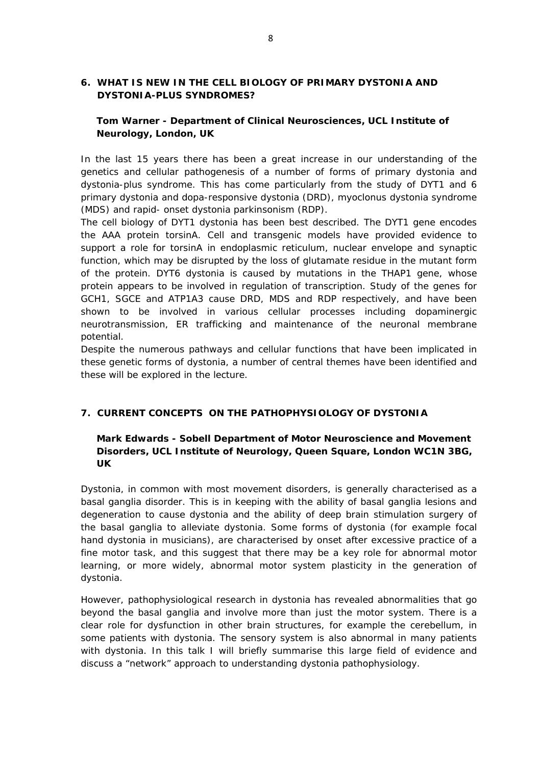## 6. WHAT IS NEW IN THE CELL BIOLOGY OF PRIMARY DYSTONIA AND DYSTONIA-PLUS SYNDROMES?

**Tom Warner - Department of Clinical Neurosciences, UCL Institute of Neurology, London, UK**

In the last 15 years there has been a great increase in our understanding of the genetics and cellular pathogenesis of a number of forms of primary dystonia and dystonia-plus syndrome. This has come particularly from the study of DYT1 and 6 primary dystonia and dopa-responsive dystonia (DRD), myoclonus dystonia syndrome (MDS) and rapid- onset dystonia parkinsonism (RDP).
The cell biology of DYT1 dystonia has been best described. The DYT1 gene encodes the AAA protein torsinA. Cell and transgenic models have provided evidence to support a role for torsinA in endoplasmic reticulum, nuclear envelope and synaptic function, which may be disrupted by the loss of glutamate residue in the mutant form of the protein. DYT6 dystonia is caused by mutations in the THAP1 gene, whose protein appears to be involved in regulation of transcription. Study of the genes for GCH1, SGCE and ATP1A3 cause DRD, MDS and RDP respectively, and have been shown to be involved in various cellular processes including dopaminergic neurotransmission, ER trafficking and maintenance of the neuronal membrane potential.
Despite the numerous pathways and cellular functions that have been implicated in these genetic forms of dystonia, a number of central themes have been identified and these will be explored in the lecture.

## 7. CURRENT CONCEPTS ON THE PATHOPHYSIOLOGY OF DYSTONIA

**Mark Edwards - Sobell Department of Motor Neuroscience and Movement Disorders, UCL Institute of Neurology, Queen Square, London WC1N 3BG, UK**

Dystonia, in common with most movement disorders, is generally characterised as a basal ganglia disorder. This is in keeping with the ability of basal ganglia lesions and degeneration to cause dystonia and the ability of deep brain stimulation surgery of the basal ganglia to alleviate dystonia. Some forms of dystonia (for example focal hand dystonia in musicians), are characterised by onset after excessive practice of a fine motor task, and this suggest that there may be a key role for abnormal motor learning, or more widely, abnormal motor system plasticity in the generation of dystonia.

However, pathophysiological research in dystonia has revealed abnormalities that go beyond the basal ganglia and involve more than just the motor system. There is a clear role for dysfunction in other brain structures, for example the cerebellum, in some patients with dystonia. The sensory system is also abnormal in many patients with dystonia. In this talk I will briefly summarise this large field of evidence and discuss a "network" approach to understanding dystonia pathophysiology.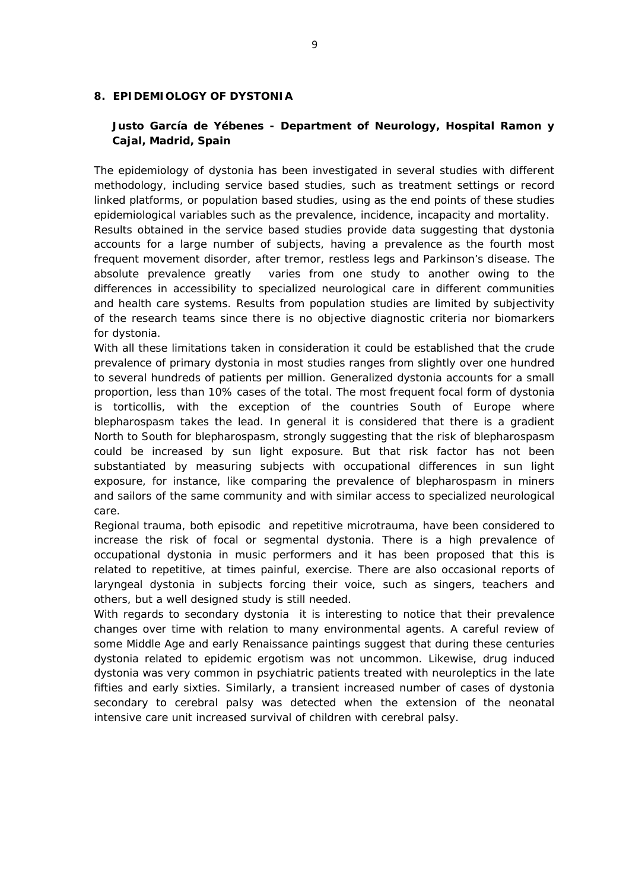## 8. EPIDEMIOLOGY OF DYSTONIA

**Justo García de Yébenes - Department of Neurology, Hospital Ramon y Cajal, Madrid, Spain**

The epidemiology of dystonia has been investigated in several studies with different methodology, including service based studies, such as treatment settings or record linked platforms, or population based studies, using as the end points of these studies epidemiological variables such as the prevalence, incidence, incapacity and mortality.

Results obtained in the service based studies provide data suggesting that dystonia accounts for a large number of subjects, having a prevalence as the fourth most frequent movement disorder, after tremor, restless legs and Parkinson's disease. The absolute prevalence greatly varies from one study to another owing to the differences in accessibility to specialized neurological care in different communities and health care systems. Results from population studies are limited by subjectivity of the research teams since there is no objective diagnostic criteria nor biomarkers for dystonia.

With all these limitations taken in consideration it could be established that the crude prevalence of primary dystonia in most studies ranges from slightly over one hundred to several hundreds of patients per million. Generalized dystonia accounts for a small proportion, less than 10% cases of the total. The most frequent focal form of dystonia is torticollis, with the exception of the countries South of Europe where blepharospasm takes the lead. In general it is considered that there is a gradient North to South for blepharospasm, strongly suggesting that the risk of blepharospasm could be increased by sun light exposure. But that risk factor has not been substantiated by measuring subjects with occupational differences in sun light exposure, for instance, like comparing the prevalence of blepharospasm in miners and sailors of the same community and with similar access to specialized neurological care.

Regional trauma, both episodic and repetitive microtrauma, have been considered to increase the risk of focal or segmental dystonia. There is a high prevalence of occupational dystonia in music performers and it has been proposed that this is related to repetitive, at times painful, exercise. There are also occasional reports of laryngeal dystonia in subjects forcing their voice, such as singers, teachers and others, but a well designed study is still needed.

With regards to secondary dystonia it is interesting to notice that their prevalence changes over time with relation to many environmental agents. A careful review of some Middle Age and early Renaissance paintings suggest that during these centuries dystonia related to epidemic ergotism was not uncommon. Likewise, drug induced dystonia was very common in psychiatric patients treated with neuroleptics in the late fifties and early sixties. Similarly, a transient increased number of cases of dystonia secondary to cerebral palsy was detected when the extension of the neonatal intensive care unit increased survival of children with cerebral palsy.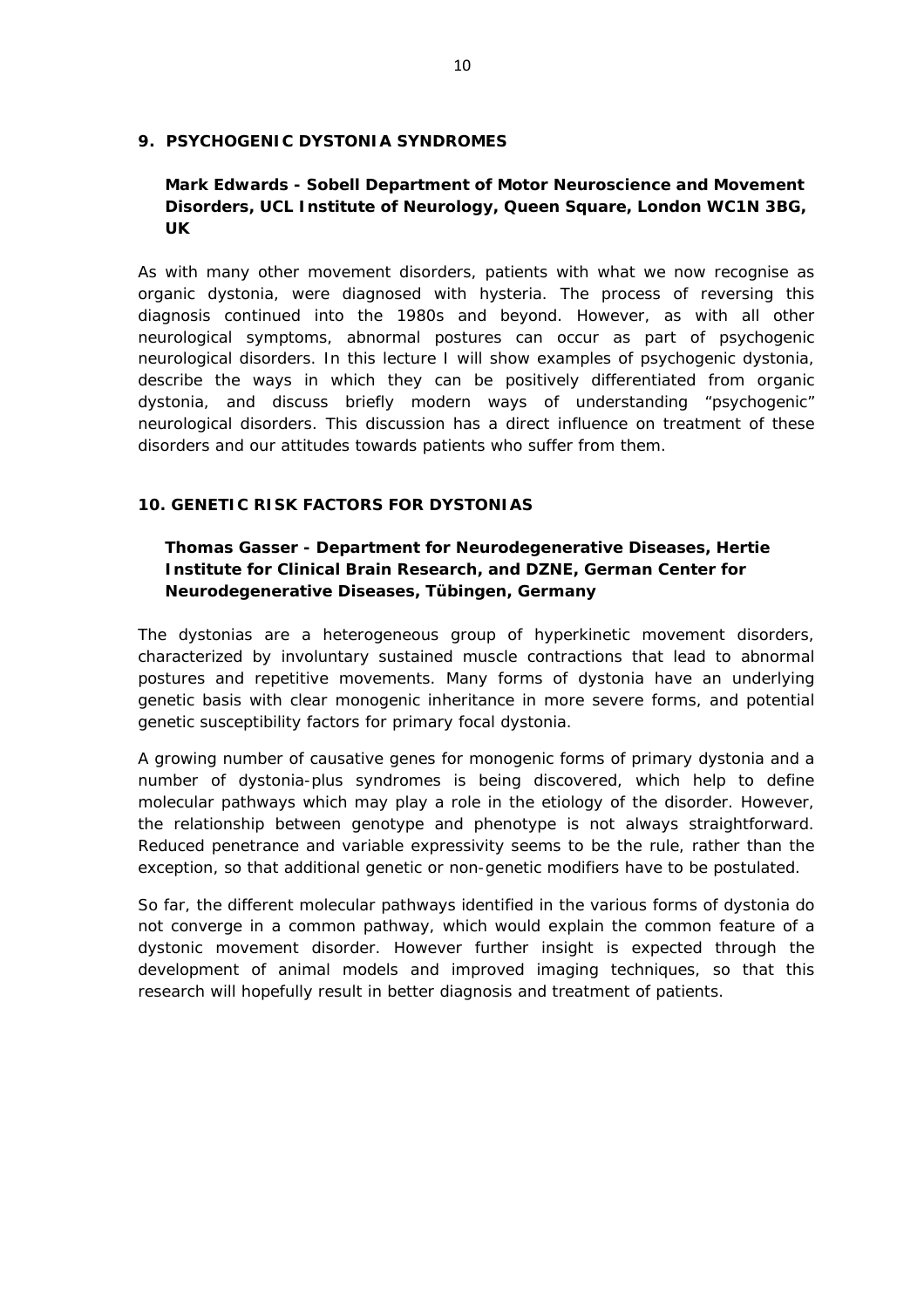## 9. PSYCHOGENIC DYSTONIA SYNDROMES

**Mark Edwards - Sobell Department of Motor Neuroscience and Movement Disorders, UCL Institute of Neurology, Queen Square, London WC1N 3BG, UK**

As with many other movement disorders, patients with what we now recognise as organic dystonia, were diagnosed with hysteria. The process of reversing this diagnosis continued into the 1980s and beyond. However, as with all other neurological symptoms, abnormal postures can occur as part of psychogenic neurological disorders. In this lecture I will show examples of psychogenic dystonia, describe the ways in which they can be positively differentiated from organic dystonia, and discuss briefly modern ways of understanding “psychogenic” neurological disorders. This discussion has a direct influence on treatment of these disorders and our attitudes towards patients who suffer from them.

## 10. GENETIC RISK FACTORS FOR DYSTONIAS

**Thomas Gasser - Department for Neurodegenerative Diseases, Hertie Institute for Clinical Brain Research, and DZNE, German Center for Neurodegenerative Diseases, Tübingen, Germany**

The dystonias are a heterogeneous group of hyperkinetic movement disorders, characterized by involuntary sustained muscle contractions that lead to abnormal postures and repetitive movements. Many forms of dystonia have an underlying genetic basis with clear monogenic inheritance in more severe forms, and potential genetic susceptibility factors for primary focal dystonia.

A growing number of causative genes for monogenic forms of primary dystonia and a number of dystonia-plus syndromes is being discovered, which help to define molecular pathways which may play a role in the etiology of the disorder. However, the relationship between genotype and phenotype is not always straightforward. Reduced penetrance and variable expressivity seems to be the rule, rather than the exception, so that additional genetic or non-genetic modifiers have to be postulated.

So far, the different molecular pathways identified in the various forms of dystonia do not converge in a common pathway, which would explain the common feature of a dystonic movement disorder. However further insight is expected through the development of animal models and improved imaging techniques, so that this research will hopefully result in better diagnosis and treatment of patients.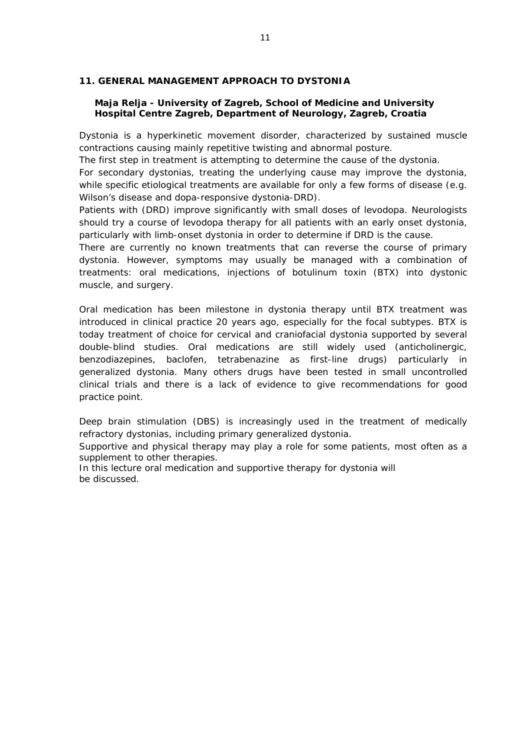## 11. GENERAL MANAGEMENT APPROACH TO DYSTONIA

**Maja Relja - University of Zagreb, School of Medicine and University Hospital Centre Zagreb, Department of Neurology, Zagreb, Croatia**

Dystonia is a hyperkinetic movement disorder, characterized by sustained muscle contractions causing mainly repetitive twisting and abnormal posture.
The first step in treatment is attempting to determine the cause of the dystonia.
For secondary dystonias, treating the underlying cause may improve the dystonia, while specific etiological treatments are available for only a few forms of disease (e.g. Wilson's disease and dopa-responsive dystonia-DRD).
Patients with (DRD) improve significantly with small doses of levodopa. Neurologists should try a course of levodopa therapy for all patients with an early onset dystonia, particularly with limb-onset dystonia in order to determine if DRD is the cause.
There are currently no known treatments that can reverse the course of primary dystonia. However, symptoms may usually be managed with a combination of treatments: oral medications, injections of botulinum toxin (BTX) into dystonic muscle, and surgery.

Oral medication has been milestone in dystonia therapy until BTX treatment was introduced in clinical practice 20 years ago, especially for the focal subtypes. BTX is today treatment of choice for cervical and craniofacial dystonia supported by several double-blind studies. Oral medications are still widely used (anticholinergic, benzodiazepines, baclofen, tetrabenazine as first-line drugs) particularly in generalized dystonia. Many others drugs have been tested in small uncontrolled clinical trials and there is a lack of evidence to give recommendations for good practice point.

Deep brain stimulation (DBS) is increasingly used in the treatment of medically refractory dystonias, including primary generalized dystonia.
Supportive and physical therapy may play a role for some patients, most often as a supplement to other therapies.
In this lecture oral medication and supportive therapy for dystonia will be discussed.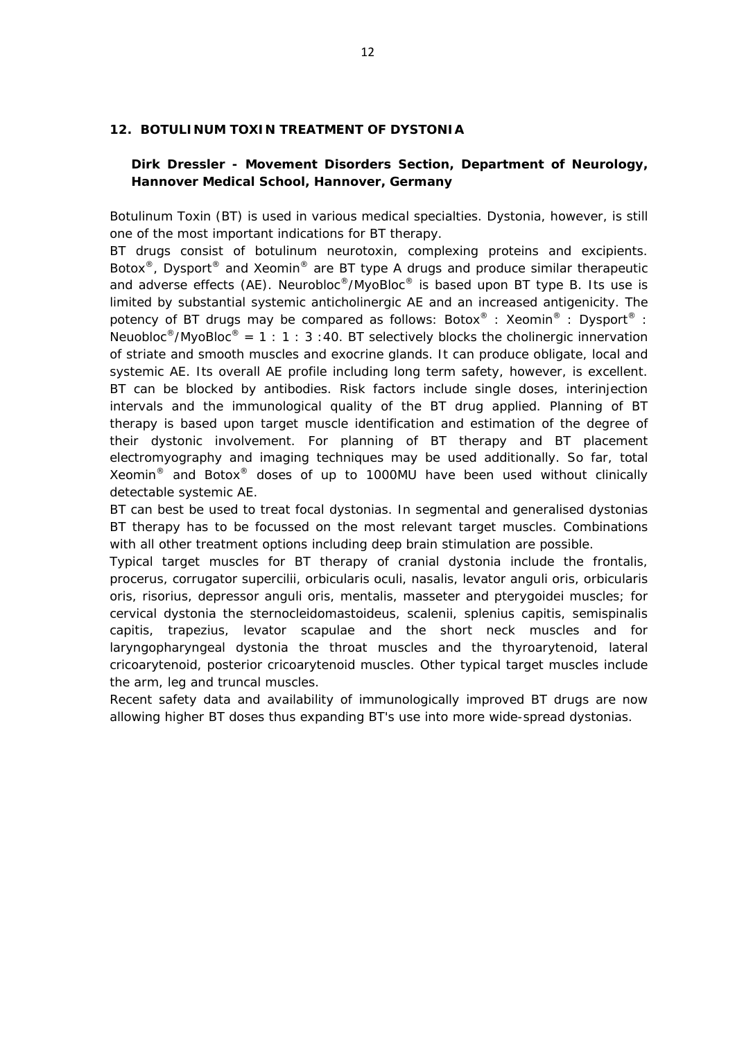## 12. BOTULINUM TOXIN TREATMENT OF DYSTONIA

**Dirk Dressler - Movement Disorders Section, Department of Neurology, Hannover Medical School, Hannover, Germany**

Botulinum Toxin (BT) is used in various medical specialties. Dystonia, however, is still one of the most important indications for BT therapy.

BT drugs consist of botulinum neurotoxin, complexing proteins and excipients. Botox®, Dysport® and Xeomin® are BT type A drugs and produce similar therapeutic and adverse effects (AE). Neurobloc®/MyoBloc® is based upon BT type B. Its use is limited by substantial systemic anticholinergic AE and an increased antigenicity. The potency of BT drugs may be compared as follows: Botox® : Xeomin® : Dysport® : Neuobloc®/MyoBloc® = 1 : 1 : 3 :40. BT selectively blocks the cholinergic innervation of striate and smooth muscles and exocrine glands. It can produce obligate, local and systemic AE. Its overall AE profile including long term safety, however, is excellent. BT can be blocked by antibodies. Risk factors include single doses, interinjection intervals and the immunological quality of the BT drug applied. Planning of BT therapy is based upon target muscle identification and estimation of the degree of their dystonic involvement. For planning of BT therapy and BT placement electromyography and imaging techniques may be used additionally. So far, total Xeomin® and Botox® doses of up to 1000MU have been used without clinically detectable systemic AE.

BT can best be used to treat focal dystonias. In segmental and generalised dystonias BT therapy has to be focussed on the most relevant target muscles. Combinations with all other treatment options including deep brain stimulation are possible.

Typical target muscles for BT therapy of cranial dystonia include the frontalis, procerus, corrugator supercilii, orbicularis oculi, nasalis, levator anguli oris, orbicularis oris, risorius, depressor anguli oris, mentalis, masseter and pterygoidei muscles; for cervical dystonia the sternocleidomastoideus, scalenii, splenius capitis, semispinalis capitis, trapezius, levator scapulae and the short neck muscles and for laryngopharyngeal dystonia the throat muscles and the thyroarytenoid, lateral cricoarytenoid, posterior cricoarytenoid muscles. Other typical target muscles include the arm, leg and truncal muscles.

Recent safety data and availability of immunologically improved BT drugs are now allowing higher BT doses thus expanding BT's use into more wide-spread dystonias.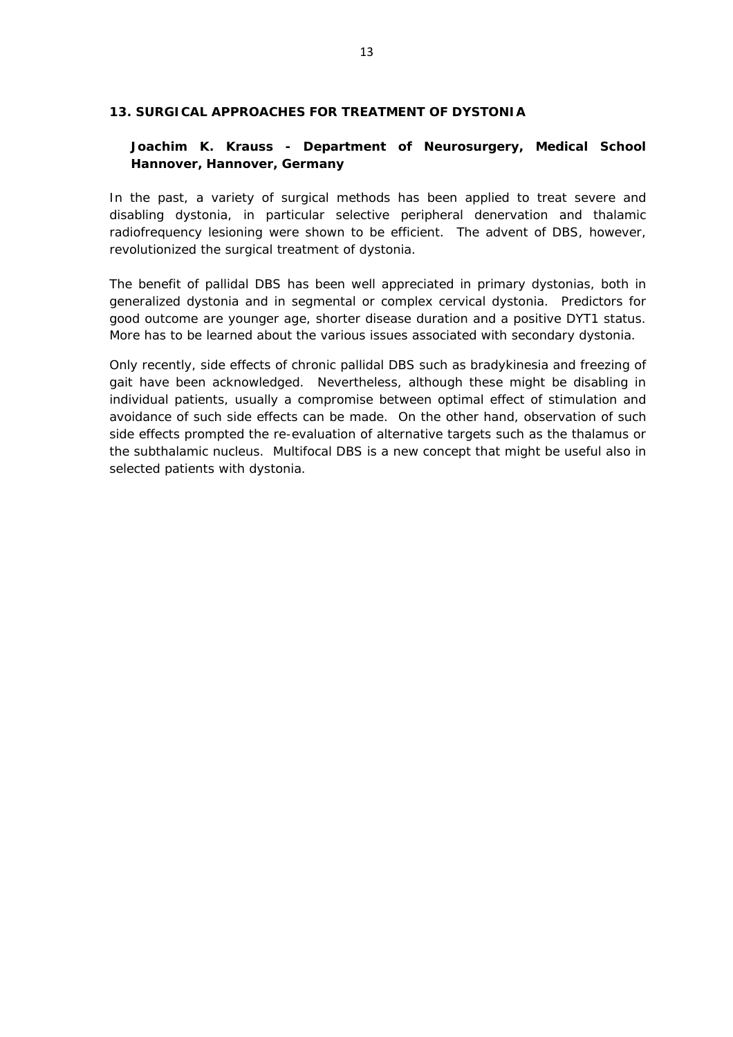## 13. SURGICAL APPROACHES FOR TREATMENT OF DYSTONIA

**Joachim K. Krauss - Department of Neurosurgery, Medical School Hannover, Hannover, Germany**

In the past, a variety of surgical methods has been applied to treat severe and disabling dystonia, in particular selective peripheral denervation and thalamic radiofrequency lesioning were shown to be efficient. The advent of DBS, however, revolutionized the surgical treatment of dystonia.

The benefit of pallidal DBS has been well appreciated in primary dystonias, both in generalized dystonia and in segmental or complex cervical dystonia. Predictors for good outcome are younger age, shorter disease duration and a positive DYT1 status. More has to be learned about the various issues associated with secondary dystonia.

Only recently, side effects of chronic pallidal DBS such as bradykinesia and freezing of gait have been acknowledged. Nevertheless, although these might be disabling in individual patients, usually a compromise between optimal effect of stimulation and avoidance of such side effects can be made. On the other hand, observation of such side effects prompted the re-evaluation of alternative targets such as the thalamus or the subthalamic nucleus. Multifocal DBS is a new concept that might be useful also in selected patients with dystonia.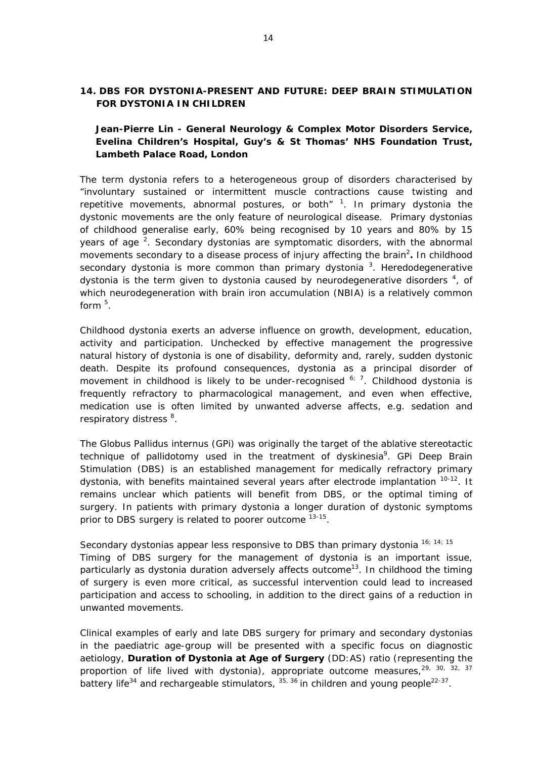## 14. DBS FOR DYSTONIA-PRESENT AND FUTURE: DEEP BRAIN STIMULATION FOR DYSTONIA IN CHILDREN

**Jean-Pierre Lin - General Neurology & Complex Motor Disorders Service, Evelina Children's Hospital, Guy's & St Thomas' NHS Foundation Trust, Lambeth Palace Road, London**

The term dystonia refers to a heterogeneous group of disorders characterised by "involuntary sustained or intermittent muscle contractions cause twisting and repetitive movements, abnormal postures, or both" [1]. In primary dystonia the dystonic movements are the only feature of neurological disease. Primary dystonias of childhood generalise early, 60% being recognised by 10 years and 80% by 15 years of age [2]. Secondary dystonias are symptomatic disorders, with the abnormal movements secondary to a disease process of injury affecting the brain[2]**.** In childhood secondary dystonia is more common than primary dystonia [3]. Heredodegenerative dystonia is the term given to dystonia caused by neurodegenerative disorders [4], of which neurodegeneration with brain iron accumulation (NBIA) is a relatively common form [5].

Childhood dystonia exerts an adverse influence on growth, development, education, activity and participation. Unchecked by effective management the progressive natural history of dystonia is one of disability, deformity and, rarely, sudden dystonic death. Despite its profound consequences, dystonia as a principal disorder of movement in childhood is likely to be under-recognised [6; 7]. Childhood dystonia is frequently refractory to pharmacological management, and even when effective, medication use is often limited by unwanted adverse affects, e.g. sedation and respiratory distress [8].

The Globus Pallidus internus (GPi) was originally the target of the ablative stereotactic technique of pallidotomy used in the treatment of dyskinesia[9]. GPi Deep Brain Stimulation (DBS) is an established management for medically refractory primary dystonia, with benefits maintained several years after electrode implantation [10-12]. It remains unclear which patients will benefit from DBS, or the optimal timing of surgery. In patients with primary dystonia a longer duration of dystonic symptoms prior to DBS surgery is related to poorer outcome [13-15].

Secondary dystonias appear less responsive to DBS than primary dystonia [16; 14; 15]
Timing of DBS surgery for the management of dystonia is an important issue, particularly as dystonia duration adversely affects outcome[13]. In childhood the timing of surgery is even more critical, as successful intervention could lead to increased participation and access to schooling, in addition to the direct gains of a reduction in unwanted movements.

Clinical examples of early and late DBS surgery for primary and secondary dystonias in the paediatric age-group will be presented with a specific focus on diagnostic aetiology, **Duration of Dystonia at Age of Surgery** (DD:AS) ratio (representing the proportion of life lived with dystonia), appropriate outcome measures,[29, 30, 32, 37] battery life[34] and rechargeable stimulators, [35, 36] in children and young people[22-37].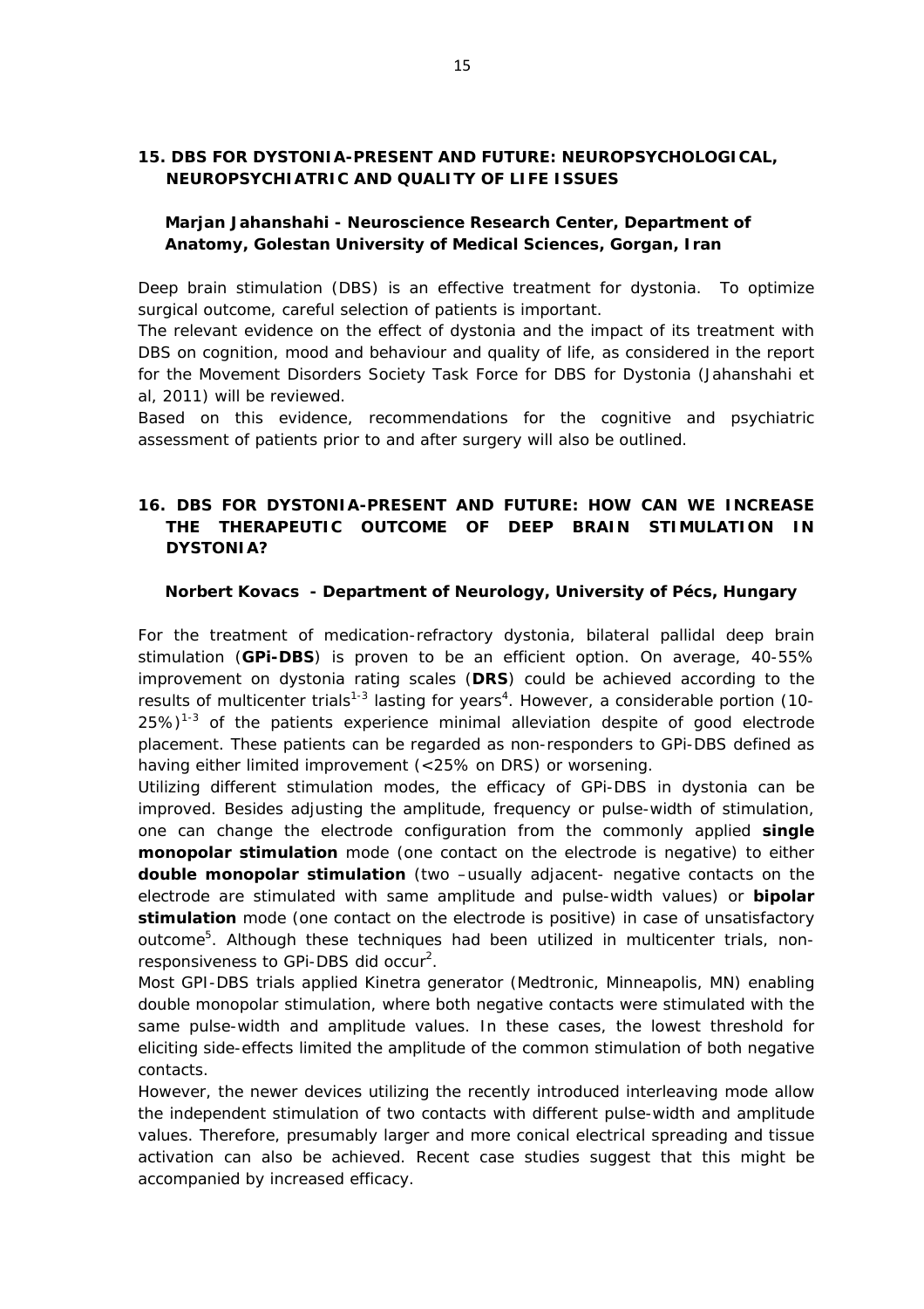## 15. DBS FOR DYSTONIA-PRESENT AND FUTURE: NEUROPSYCHOLOGICAL, NEUROPSYCHIATRIC AND QUALITY OF LIFE ISSUES

**Marjan Jahanshahi - Neuroscience Research Center, Department of Anatomy, Golestan University of Medical Sciences, Gorgan, Iran**

Deep brain stimulation (DBS) is an effective treatment for dystonia. To optimize surgical outcome, careful selection of patients is important.

The relevant evidence on the effect of dystonia and the impact of its treatment with DBS on cognition, mood and behaviour and quality of life, as considered in the report for the Movement Disorders Society Task Force for DBS for Dystonia (Jahanshahi et al, 2011) will be reviewed.

Based on this evidence, recommendations for the cognitive and psychiatric assessment of patients prior to and after surgery will also be outlined.

## 16. DBS FOR DYSTONIA-PRESENT AND FUTURE: HOW CAN WE INCREASE THE THERAPEUTIC OUTCOME OF DEEP BRAIN STIMULATION IN DYSTONIA?

**Norbert Kovacs - Department of Neurology, University of Pécs, Hungary**

For the treatment of medication-refractory dystonia, bilateral pallidal deep brain stimulation (**GPi-DBS**) is proven to be an efficient option. On average, 40-55% improvement on dystonia rating scales (**DRS**) could be achieved according to the results of multicenter trials[1-3] lasting for years[4]. However, a considerable portion (10-25%)[1-3] of the patients experience minimal alleviation despite of good electrode placement. These patients can be regarded as non-responders to GPi-DBS defined as having either limited improvement (<25% on DRS) or worsening.

Utilizing different stimulation modes, the efficacy of GPi-DBS in dystonia can be improved. Besides adjusting the amplitude, frequency or pulse-width of stimulation, one can change the electrode configuration from the commonly applied **single monopolar stimulation** mode (one contact on the electrode is negative) to either **double monopolar stimulation** (two –usually adjacent- negative contacts on the electrode are stimulated with same amplitude and pulse-width values) or **bipolar stimulation** mode (one contact on the electrode is positive) in case of unsatisfactory outcome[5]. Although these techniques had been utilized in multicenter trials, non-responsiveness to GPi-DBS did occur[2].

Most GPI-DBS trials applied Kinetra generator (Medtronic, Minneapolis, MN) enabling double monopolar stimulation, where both negative contacts were stimulated with the same pulse-width and amplitude values. In these cases, the lowest threshold for eliciting side-effects limited the amplitude of the common stimulation of both negative contacts.

However, the newer devices utilizing the recently introduced interleaving mode allow the independent stimulation of two contacts with different pulse-width and amplitude values. Therefore, presumably larger and more conical electrical spreading and tissue activation can also be achieved. Recent case studies suggest that this might be accompanied by increased efficacy.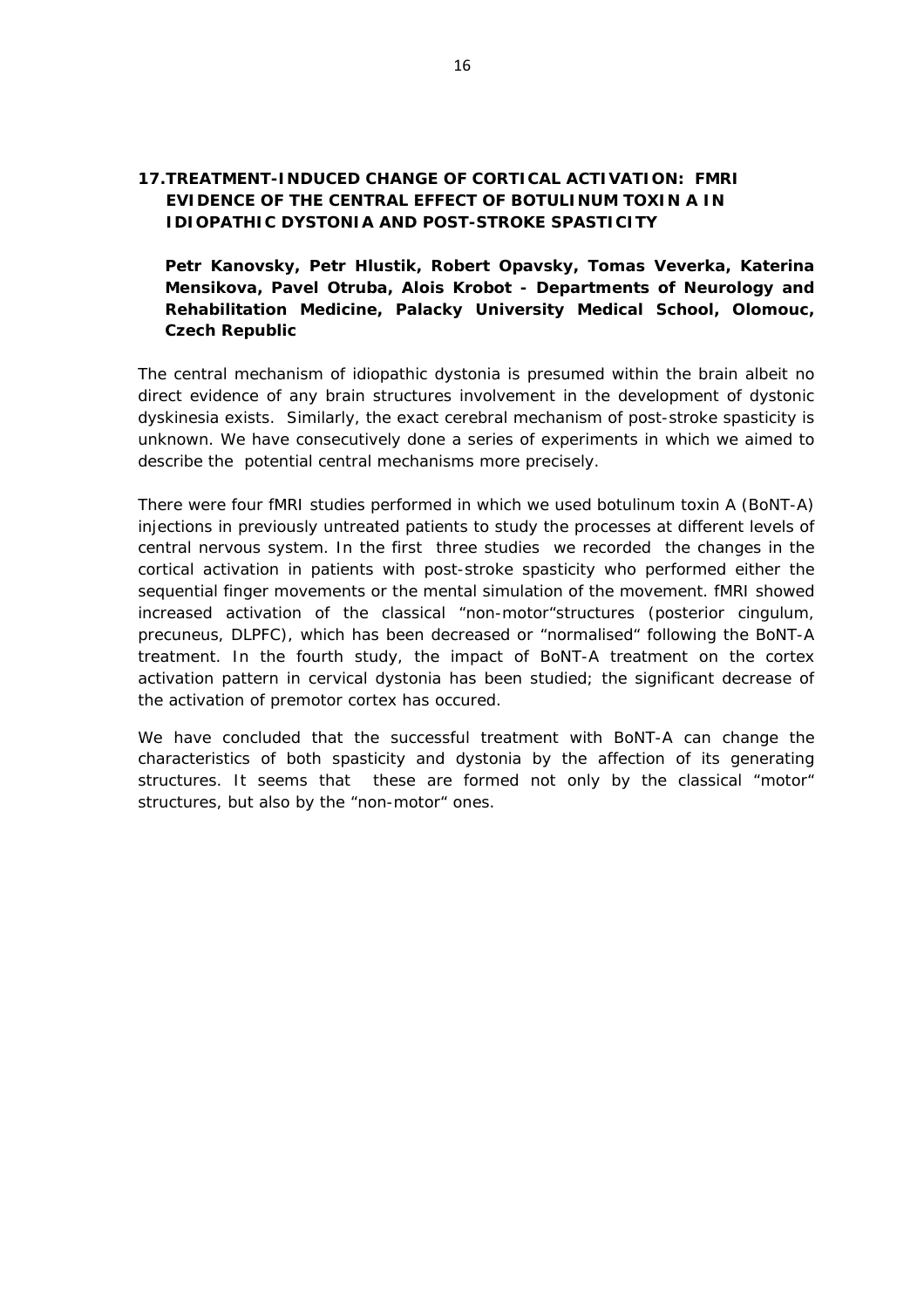## 17. TREATMENT-INDUCED CHANGE OF CORTICAL ACTIVATION: FMRI EVIDENCE OF THE CENTRAL EFFECT OF BOTULINUM TOXIN A IN IDIOPATHIC DYSTONIA AND POST-STROKE SPASTICITY

**Petr Kanovsky, Petr Hlustik, Robert Opavsky, Tomas Veverka, Katerina Mensikova, Pavel Otruba, Alois Krobot - Departments of Neurology and Rehabilitation Medicine, Palacky University Medical School, Olomouc, Czech Republic**

The central mechanism of idiopathic dystonia is presumed within the brain albeit no direct evidence of any brain structures involvement in the development of dystonic dyskinesia exists. Similarly, the exact cerebral mechanism of post-stroke spasticity is unknown. We have consecutively done a series of experiments in which we aimed to describe the potential central mechanisms more precisely.

There were four fMRI studies performed in which we used botulinum toxin A (BoNT-A) injections in previously untreated patients to study the processes at different levels of central nervous system. In the first three studies we recorded the changes in the cortical activation in patients with post-stroke spasticity who performed either the sequential finger movements or the mental simulation of the movement. fMRI showed increased activation of the classical "non-motor"structures (posterior cingulum, precuneus, DLPFC), which has been decreased or "normalised" following the BoNT-A treatment. In the fourth study, the impact of BoNT-A treatment on the cortex activation pattern in cervical dystonia has been studied; the significant decrease of the activation of premotor cortex has occured.

We have concluded that the successful treatment with BoNT-A can change the characteristics of both spasticity and dystonia by the affection of its generating structures. It seems that these are formed not only by the classical "motor" structures, but also by the "non-motor" ones.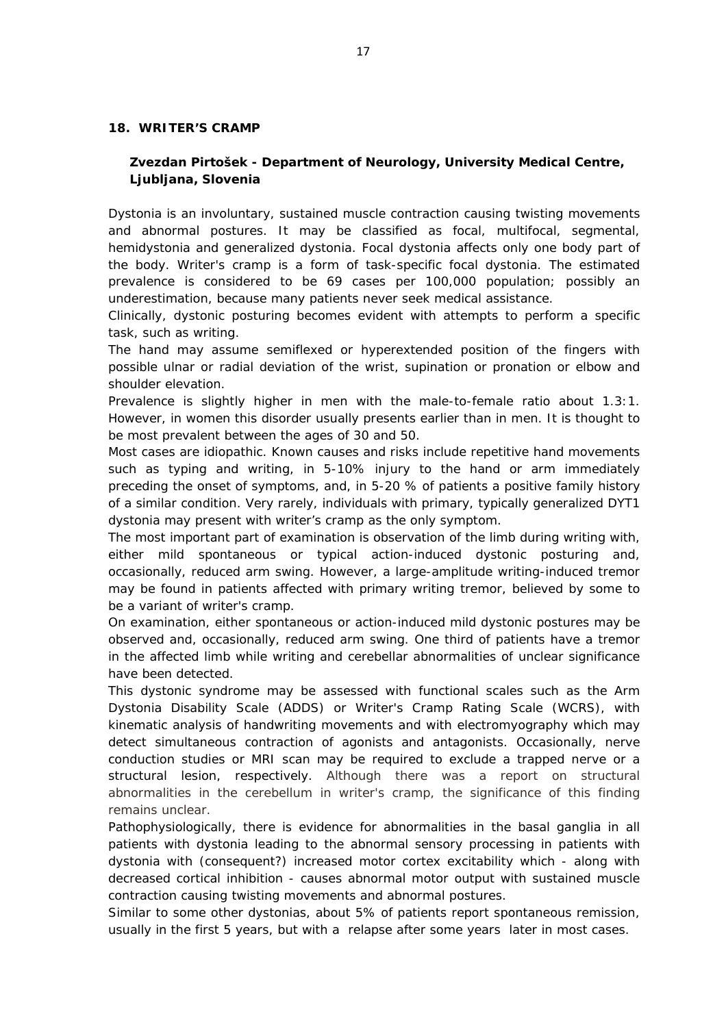## 18. WRITER'S CRAMP

**Zvezdan Pirtošek - Department of Neurology, University Medical Centre, Ljubljana, Slovenia**

Dystonia is an involuntary, sustained muscle contraction causing twisting movements and abnormal postures. It may be classified as focal, multifocal, segmental, hemidystonia and generalized dystonia. Focal dystonia affects only one body part of the body. Writer's cramp is a form of task-specific focal dystonia. The estimated prevalence is considered to be 69 cases per 100,000 population; possibly an underestimation, because many patients never seek medical assistance.

Clinically, dystonic posturing becomes evident with attempts to perform a specific task, such as writing.

The hand may assume semiflexed or hyperextended position of the fingers with possible ulnar or radial deviation of the wrist, supination or pronation or elbow and shoulder elevation.

Prevalence is slightly higher in men with the male-to-female ratio about 1.3:1. However, in women this disorder usually presents earlier than in men. It is thought to be most prevalent between the ages of 30 and 50.

Most cases are idiopathic. Known causes and risks include repetitive hand movements such as typing and writing, in 5-10% injury to the hand or arm immediately preceding the onset of symptoms, and, in 5-20 % of patients a positive family history of a similar condition. Very rarely, individuals with primary, typically generalized DYT1 dystonia may present with writer's cramp as the only symptom.

The most important part of examination is observation of the limb during writing with, either mild spontaneous or typical action-induced dystonic posturing and, occasionally, reduced arm swing. However, a large-amplitude writing-induced tremor may be found in patients affected with primary writing tremor, believed by some to be a variant of writer's cramp.

On examination, either spontaneous or action-induced mild dystonic postures may be observed and, occasionally, reduced arm swing. One third of patients have a tremor in the affected limb while writing and cerebellar abnormalities of unclear significance have been detected.

This dystonic syndrome may be assessed with functional scales such as the Arm Dystonia Disability Scale (ADDS) or Writer's Cramp Rating Scale (WCRS), with kinematic analysis of handwriting movements and with electromyography which may detect simultaneous contraction of agonists and antagonists. Occasionally, nerve conduction studies or MRI scan may be required to exclude a trapped nerve or a structural lesion, respectively. Although there was a report on structural abnormalities in the cerebellum in writer's cramp, the significance of this finding remains unclear.

Pathophysiologically, there is evidence for abnormalities in the basal ganglia in all patients with dystonia leading to the abnormal sensory processing in patients with dystonia with (consequent?) increased motor cortex excitability which - along with decreased cortical inhibition - causes abnormal motor output with sustained muscle contraction causing twisting movements and abnormal postures.

Similar to some other dystonias, about 5% of patients report spontaneous remission, usually in the first 5 years, but with a relapse after some years later in most cases.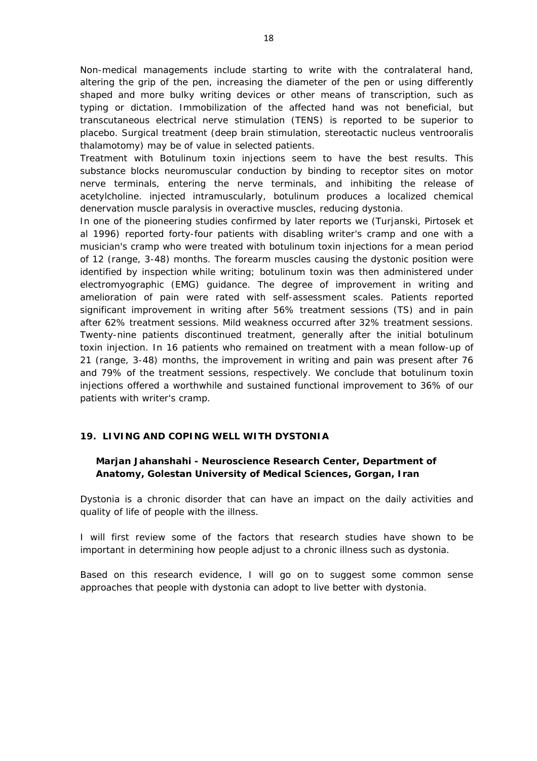Non-medical managements include starting to write with the contralateral hand, altering the grip of the pen, increasing the diameter of the pen or using differently shaped and more bulky writing devices or other means of transcription, such as typing or dictation. Immobilization of the affected hand was not beneficial, but transcutaneous electrical nerve stimulation (TENS) is reported to be superior to placebo. Surgical treatment (deep brain stimulation, stereotactic nucleus ventrooralis thalamotomy) may be of value in selected patients.

Treatment with Botulinum toxin injections seem to have the best results. This substance blocks neuromuscular conduction by binding to receptor sites on motor nerve terminals, entering the nerve terminals, and inhibiting the release of acetylcholine. injected intramuscularly, botulinum produces a localized chemical denervation muscle paralysis in overactive muscles, reducing dystonia.

In one of the pioneering studies confirmed by later reports we (Turjanski, Pirtosek et al 1996) reported forty-four patients with disabling writer's cramp and one with a musician's cramp who were treated with botulinum toxin injections for a mean period of 12 (range, 3-48) months. The forearm muscles causing the dystonic position were identified by inspection while writing; botulinum toxin was then administered under electromyographic (EMG) guidance. The degree of improvement in writing and amelioration of pain were rated with self-assessment scales. Patients reported significant improvement in writing after 56% treatment sessions (TS) and in pain after 62% treatment sessions. Mild weakness occurred after 32% treatment sessions. Twenty-nine patients discontinued treatment, generally after the initial botulinum toxin injection. In 16 patients who remained on treatment with a mean follow-up of 21 (range, 3-48) months, the improvement in writing and pain was present after 76 and 79% of the treatment sessions, respectively. We conclude that botulinum toxin injections offered a worthwhile and sustained functional improvement to 36% of our patients with writer's cramp.

## 19. LIVING AND COPING WELL WITH DYSTONIA

**Marjan Jahanshahi - Neuroscience Research Center, Department of Anatomy, Golestan University of Medical Sciences, Gorgan, Iran**

Dystonia is a chronic disorder that can have an impact on the daily activities and quality of life of people with the illness.

I will first review some of the factors that research studies have shown to be important in determining how people adjust to a chronic illness such as dystonia.

Based on this research evidence, I will go on to suggest some common sense approaches that people with dystonia can adopt to live better with dystonia.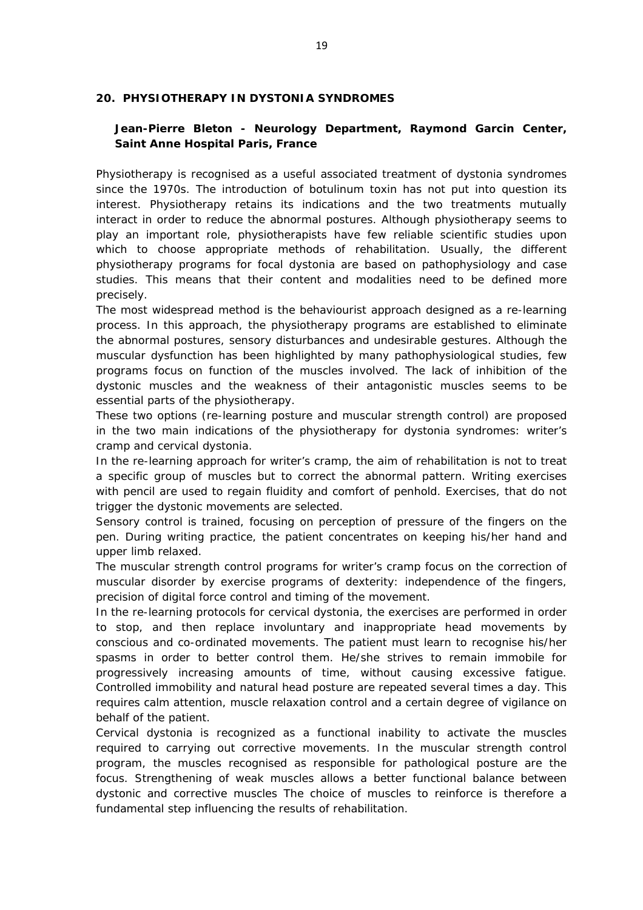## 20. PHYSIOTHERAPY IN DYSTONIA SYNDROMES

**Jean-Pierre Bleton - Neurology Department, Raymond Garcin Center, Saint Anne Hospital Paris, France**

Physiotherapy is recognised as a useful associated treatment of dystonia syndromes since the 1970s. The introduction of botulinum toxin has not put into question its interest. Physiotherapy retains its indications and the two treatments mutually interact in order to reduce the abnormal postures. Although physiotherapy seems to play an important role, physiotherapists have few reliable scientific studies upon which to choose appropriate methods of rehabilitation. Usually, the different physiotherapy programs for focal dystonia are based on pathophysiology and case studies. This means that their content and modalities need to be defined more precisely.

The most widespread method is the behaviourist approach designed as a re-learning process. In this approach, the physiotherapy programs are established to eliminate the abnormal postures, sensory disturbances and undesirable gestures. Although the muscular dysfunction has been highlighted by many pathophysiological studies, few programs focus on function of the muscles involved. The lack of inhibition of the dystonic muscles and the weakness of their antagonistic muscles seems to be essential parts of the physiotherapy.

These two options (re-learning posture and muscular strength control) are proposed in the two main indications of the physiotherapy for dystonia syndromes: writer's cramp and cervical dystonia.

In the re-learning approach for writer's cramp, the aim of rehabilitation is not to treat a specific group of muscles but to correct the abnormal pattern. Writing exercises with pencil are used to regain fluidity and comfort of penhold. Exercises, that do not trigger the dystonic movements are selected.

Sensory control is trained, focusing on perception of pressure of the fingers on the pen. During writing practice, the patient concentrates on keeping his/her hand and upper limb relaxed.

The muscular strength control programs for writer's cramp focus on the correction of muscular disorder by exercise programs of dexterity: independence of the fingers, precision of digital force control and timing of the movement.

In the re-learning protocols for cervical dystonia, the exercises are performed in order to stop, and then replace involuntary and inappropriate head movements by conscious and co-ordinated movements. The patient must learn to recognise his/her spasms in order to better control them. He/she strives to remain immobile for progressively increasing amounts of time, without causing excessive fatigue. Controlled immobility and natural head posture are repeated several times a day. This requires calm attention, muscle relaxation control and a certain degree of vigilance on behalf of the patient.

Cervical dystonia is recognized as a functional inability to activate the muscles required to carrying out corrective movements. In the muscular strength control program, the muscles recognised as responsible for pathological posture are the focus. Strengthening of weak muscles allows a better functional balance between dystonic and corrective muscles The choice of muscles to reinforce is therefore a fundamental step influencing the results of rehabilitation.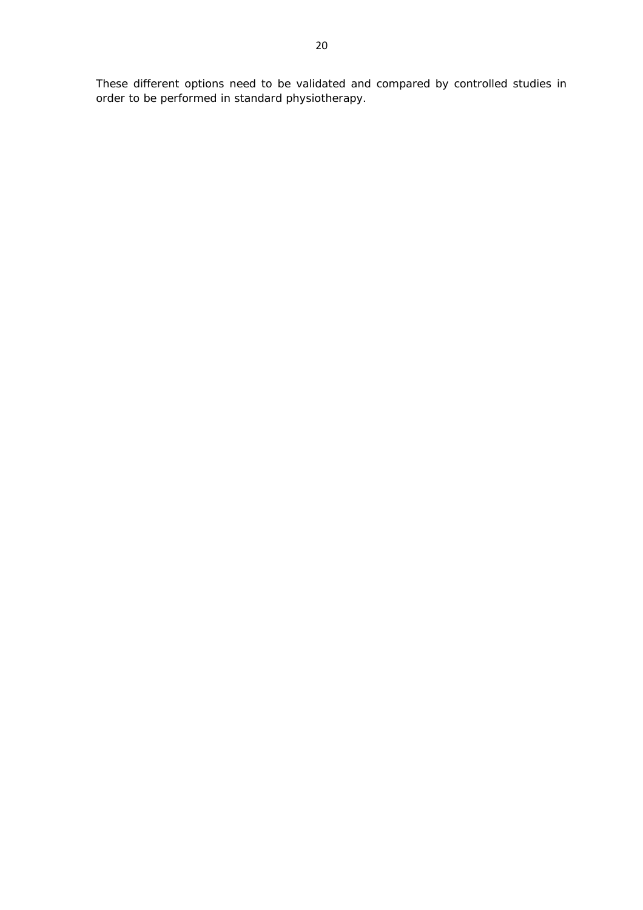These different options need to be validated and compared by controlled studies in order to be performed in standard physiotherapy.